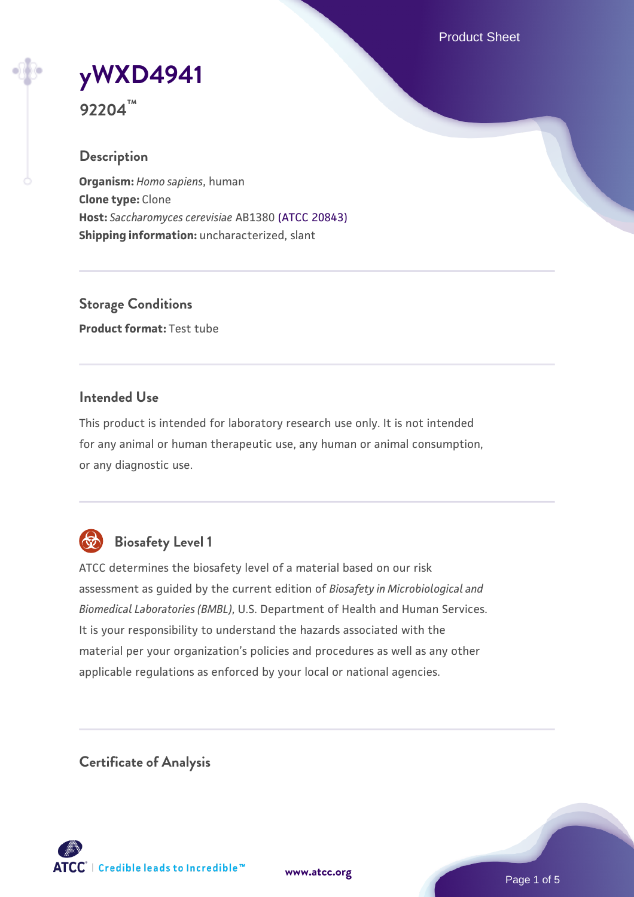# yWXD4941

**92204™**

## Description

**Organism:** *Homo sapiens*, human
**Clone type:** Clone
**Host:** *Saccharomyces cerevisiae* AB1380 (ATCC 20843)
**Shipping information:** uncharacterized, slant

## Storage Conditions

**Product format:** Test tube

## Intended Use

This product is intended for laboratory research use only. It is not intended for any animal or human therapeutic use, any human or animal consumption, or any diagnostic use.

## Biosafety Level 1

ATCC determines the biosafety level of a material based on our risk assessment as guided by the current edition of *Biosafety in Microbiological and Biomedical Laboratories (BMBL)*, U.S. Department of Health and Human Services. It is your responsibility to understand the hazards associated with the material per your organization's policies and procedures as well as any other applicable regulations as enforced by your local or national agencies.

## Certificate of Analysis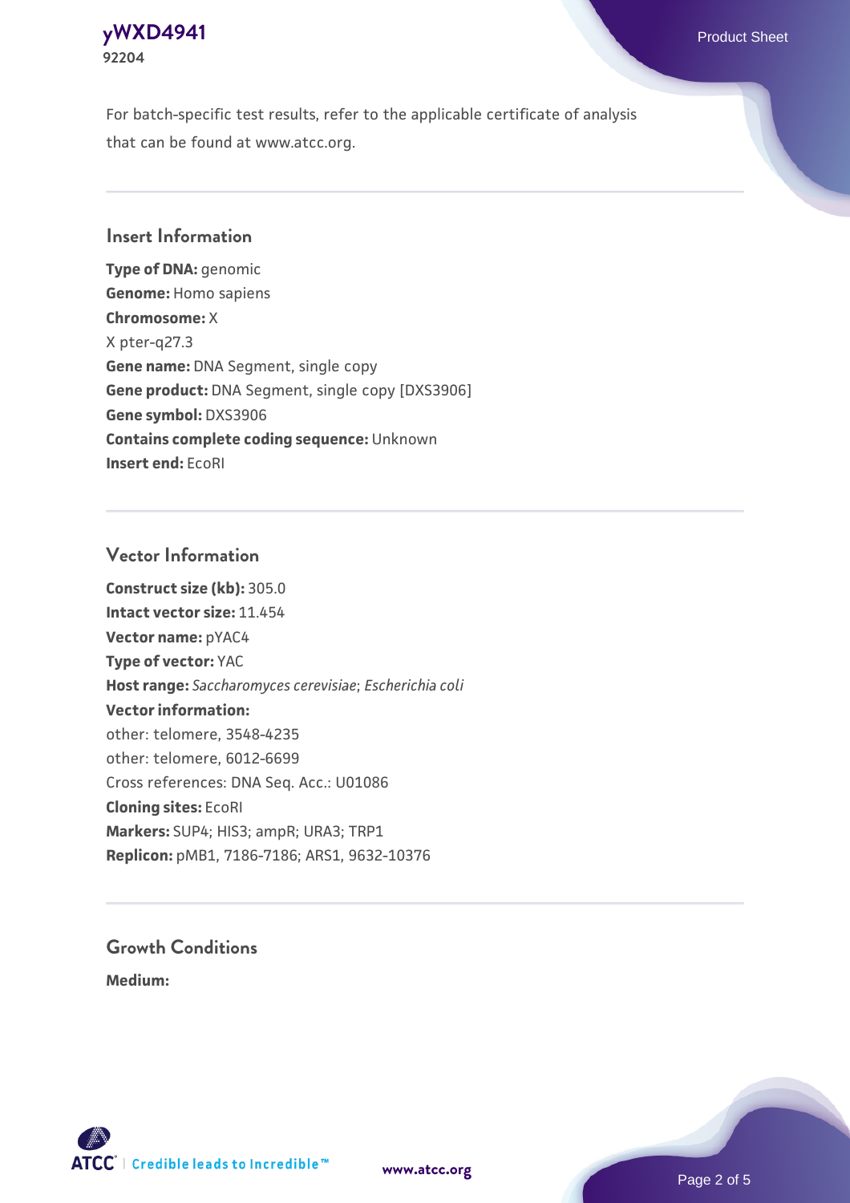For batch-specific test results, refer to the applicable certificate of analysis that can be found at www.atcc.org.

## Insert Information

**Type of DNA:** genomic
**Genome:** Homo sapiens
**Chromosome:** X
X pter-q27.3
**Gene name:** DNA Segment, single copy
**Gene product:** DNA Segment, single copy [DXS3906]
**Gene symbol:** DXS3906
**Contains complete coding sequence:** Unknown
**Insert end:** EcoRI

## Vector Information

**Construct size (kb):** 305.0
**Intact vector size:** 11.454
**Vector name:** pYAC4
**Type of vector:** YAC
**Host range:** *Saccharomyces cerevisiae*; *Escherichia coli*
**Vector information:**
other: telomere, 3548-4235
other: telomere, 6012-6699
Cross references: DNA Seq. Acc.: U01086
**Cloning sites:** EcoRI
**Markers:** SUP4; HIS3; ampR; URA3; TRP1
**Replicon:** pMB1, 7186-7186; ARS1, 9632-10376

## Growth Conditions

**Medium:**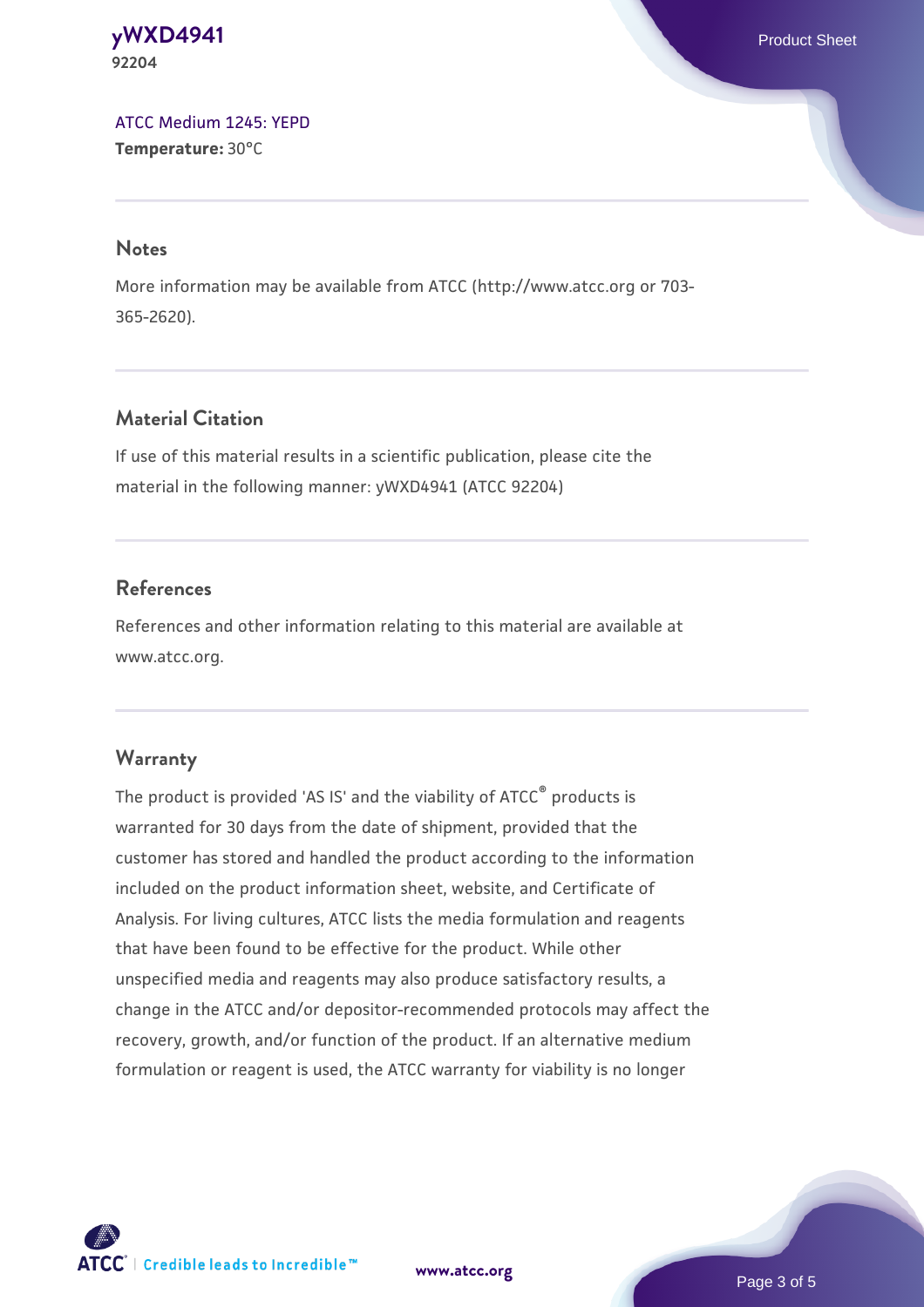[ATCC Medium 1245: YEPD](#)
**Temperature:** 30°C

## Notes

More information may be available from ATCC (http://www.atcc.org or 703-365-2620).

## Material Citation

If use of this material results in a scientific publication, please cite the material in the following manner: yWXD4941 (ATCC 92204)

## References

References and other information relating to this material are available at www.atcc.org.

## Warranty

The product is provided 'AS IS' and the viability of ATCC® products is warranted for 30 days from the date of shipment, provided that the customer has stored and handled the product according to the information included on the product information sheet, website, and Certificate of Analysis. For living cultures, ATCC lists the media formulation and reagents that have been found to be effective for the product. While other unspecified media and reagents may also produce satisfactory results, a change in the ATCC and/or depositor-recommended protocols may affect the recovery, growth, and/or function of the product. If an alternative medium formulation or reagent is used, the ATCC warranty for viability is no longer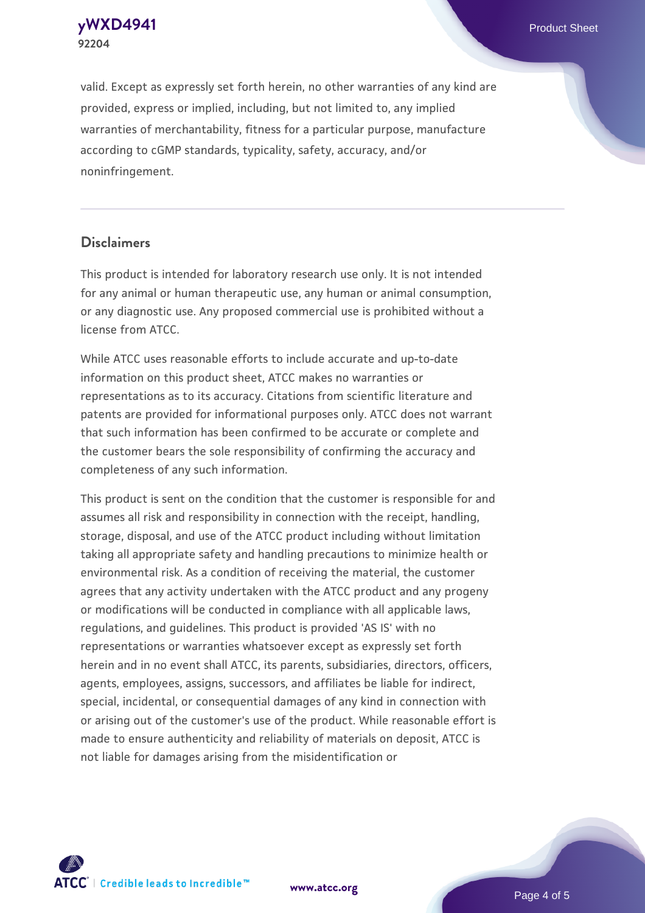valid. Except as expressly set forth herein, no other warranties of any kind are provided, express or implied, including, but not limited to, any implied warranties of merchantability, fitness for a particular purpose, manufacture according to cGMP standards, typicality, safety, accuracy, and/or noninfringement.

## Disclaimers

This product is intended for laboratory research use only. It is not intended for any animal or human therapeutic use, any human or animal consumption, or any diagnostic use. Any proposed commercial use is prohibited without a license from ATCC.

While ATCC uses reasonable efforts to include accurate and up-to-date information on this product sheet, ATCC makes no warranties or representations as to its accuracy. Citations from scientific literature and patents are provided for informational purposes only. ATCC does not warrant that such information has been confirmed to be accurate or complete and the customer bears the sole responsibility of confirming the accuracy and completeness of any such information.

This product is sent on the condition that the customer is responsible for and assumes all risk and responsibility in connection with the receipt, handling, storage, disposal, and use of the ATCC product including without limitation taking all appropriate safety and handling precautions to minimize health or environmental risk. As a condition of receiving the material, the customer agrees that any activity undertaken with the ATCC product and any progeny or modifications will be conducted in compliance with all applicable laws, regulations, and guidelines. This product is provided 'AS IS' with no representations or warranties whatsoever except as expressly set forth herein and in no event shall ATCC, its parents, subsidiaries, directors, officers, agents, employees, assigns, successors, and affiliates be liable for indirect, special, incidental, or consequential damages of any kind in connection with or arising out of the customer's use of the product. While reasonable effort is made to ensure authenticity and reliability of materials on deposit, ATCC is not liable for damages arising from the misidentification or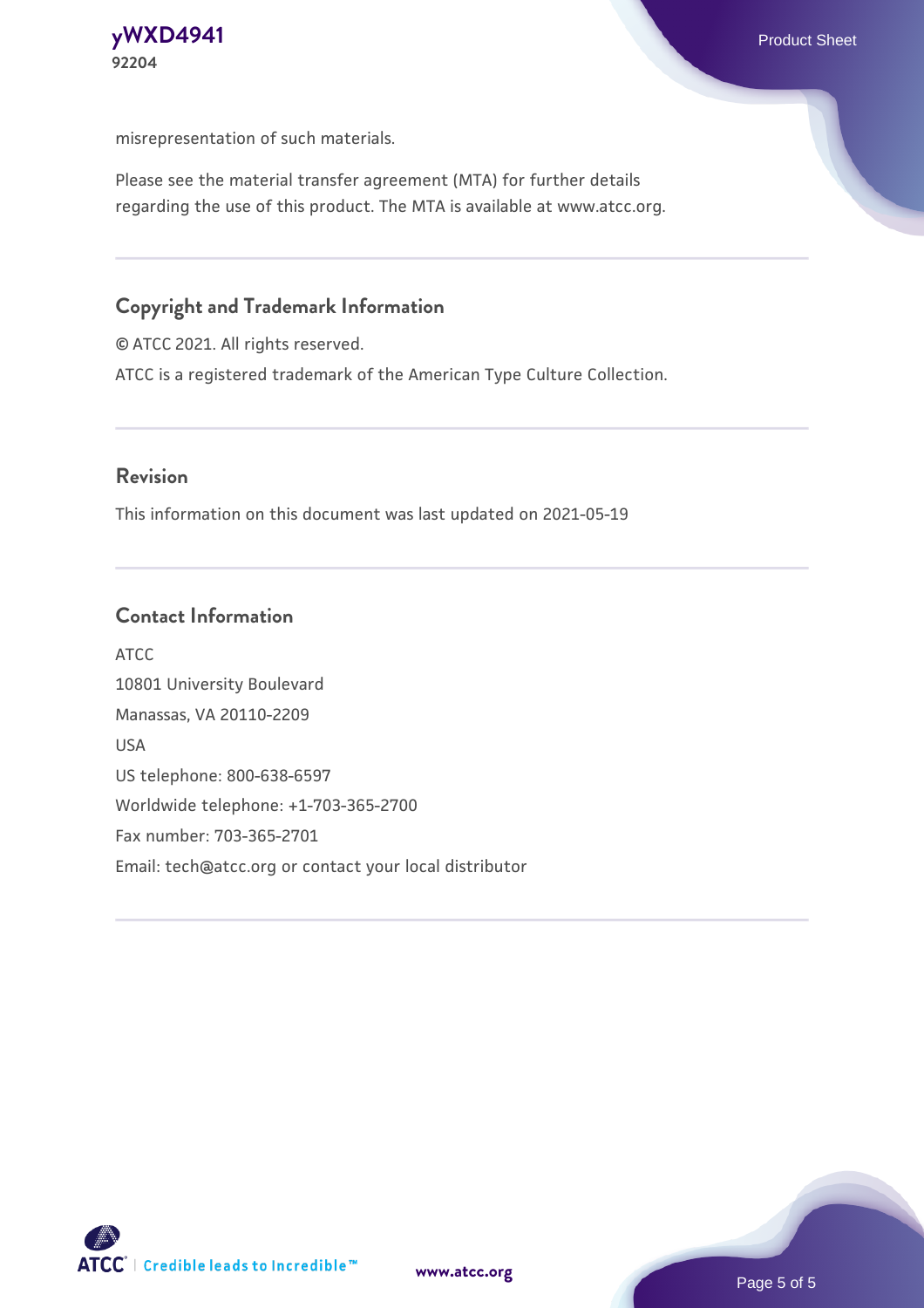misrepresentation of such materials.

Please see the material transfer agreement (MTA) for further details regarding the use of this product. The MTA is available at www.atcc.org.

## Copyright and Trademark Information

© ATCC 2021. All rights reserved.

ATCC is a registered trademark of the American Type Culture Collection.

## Revision

This information on this document was last updated on 2021-05-19

## Contact Information

ATCC

10801 University Boulevard

Manassas, VA 20110-2209

USA

US telephone: 800-638-6597

Worldwide telephone: +1-703-365-2700

Fax number: 703-365-2701

Email: tech@atcc.org or contact your local distributor